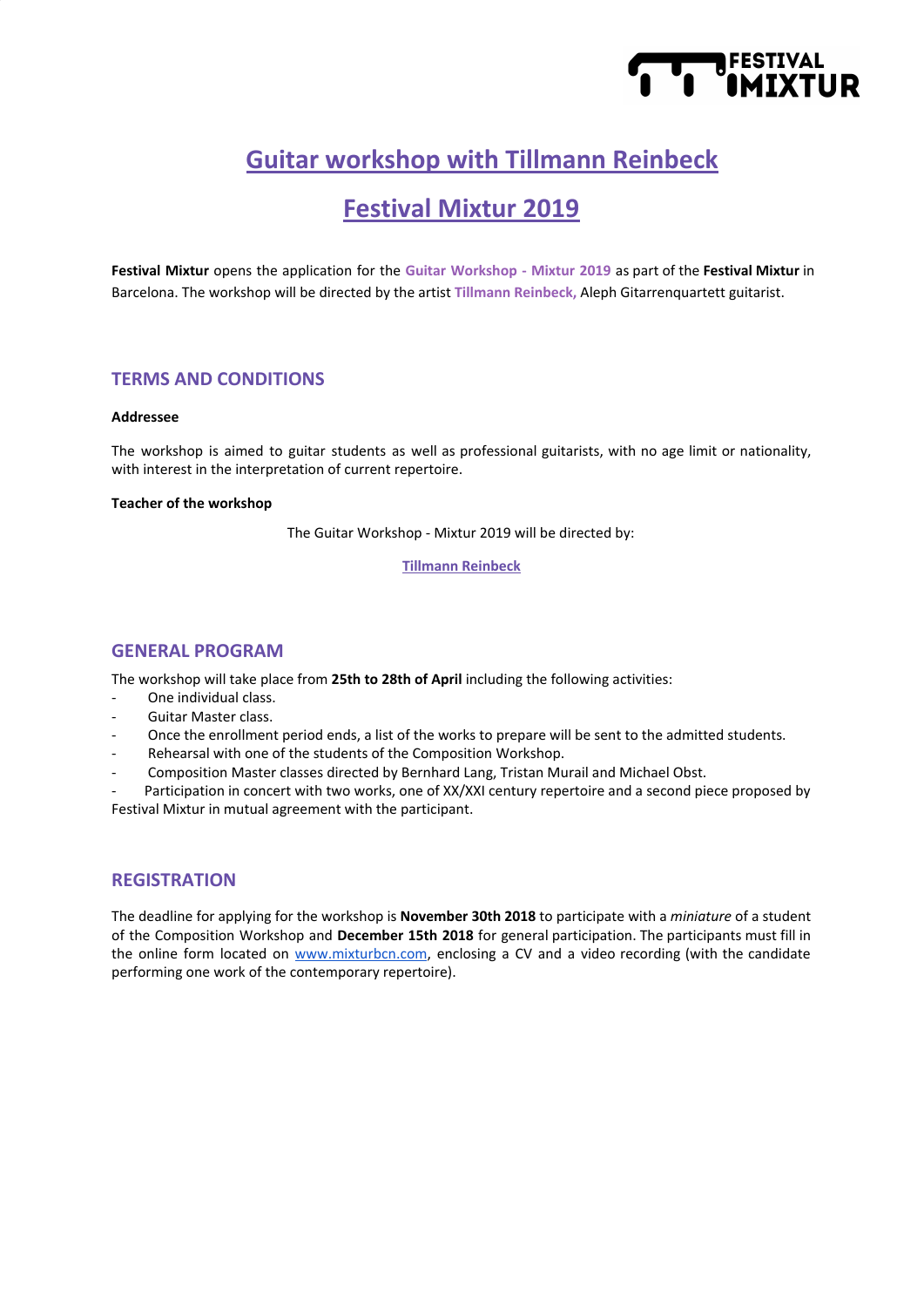FESTIVAL MIXTUR

# Guitar workshop with Tillmann Reinbeck

# Festival Mixtur 2019

**Festival Mixtur** opens the application for the **Guitar Workshop - Mixtur 2019** as part of the **Festival Mixtur** in Barcelona. The workshop will be directed by the artist **Tillmann Reinbeck,** Aleph Gitarrenquartett guitarist.

## TERMS AND CONDITIONS

**Addressee**

The workshop is aimed to guitar students as well as professional guitarists, with no age limit or nationality, with interest in the interpretation of current repertoire.

**Teacher of the workshop**

The Guitar Workshop - Mixtur 2019 will be directed by:

**Tillmann Reinbeck**

## GENERAL PROGRAM

The workshop will take place from **25th to 28th of April** including the following activities:

- One individual class.
- Guitar Master class.
- Once the enrollment period ends, a list of the works to prepare will be sent to the admitted students.
- Rehearsal with one of the students of the Composition Workshop.
- Composition Master classes directed by Bernhard Lang, Tristan Murail and Michael Obst.
- Participation in concert with two works, one of XX/XXI century repertoire and a second piece proposed by Festival Mixtur in mutual agreement with the participant.

## REGISTRATION

The deadline for applying for the workshop is **November 30th 2018** to participate with a *miniature* of a student of the Composition Workshop and **December 15th 2018** for general participation. The participants must fill in the online form located on www.mixturbcn.com, enclosing a CV and a video recording (with the candidate performing one work of the contemporary repertoire).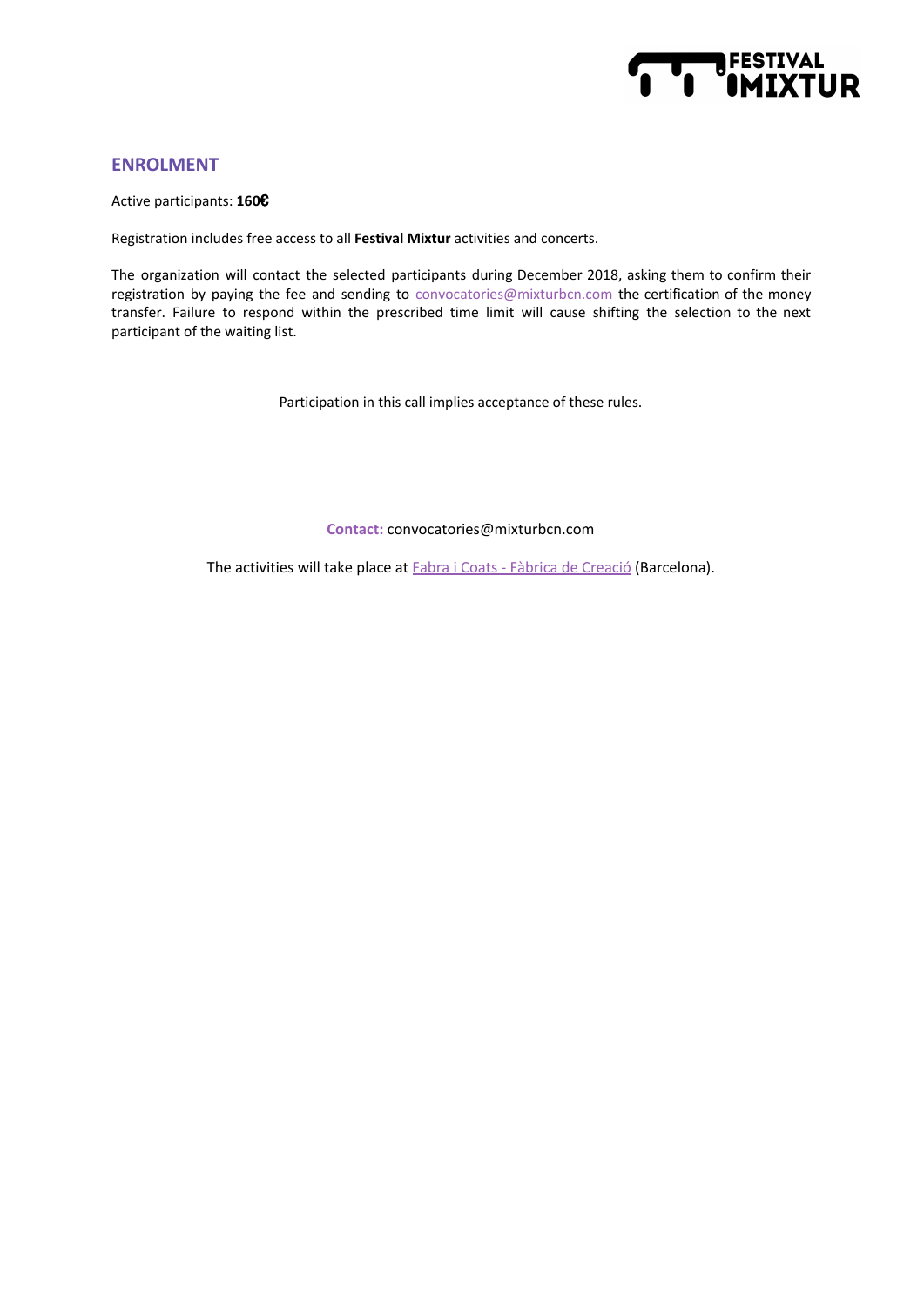## ENROLMENT

Active participants: **160€**

Registration includes free access to all **Festival Mixtur** activities and concerts.

The organization will contact the selected participants during December 2018, asking them to confirm their registration by paying the fee and sending to convocatories@mixturbcn.com the certification of the money transfer. Failure to respond within the prescribed time limit will cause shifting the selection to the next participant of the waiting list.

Participation in this call implies acceptance of these rules.

**Contact:** convocatories@mixturbcn.com

The activities will take place at Fabra i Coats - Fàbrica de Creació (Barcelona).